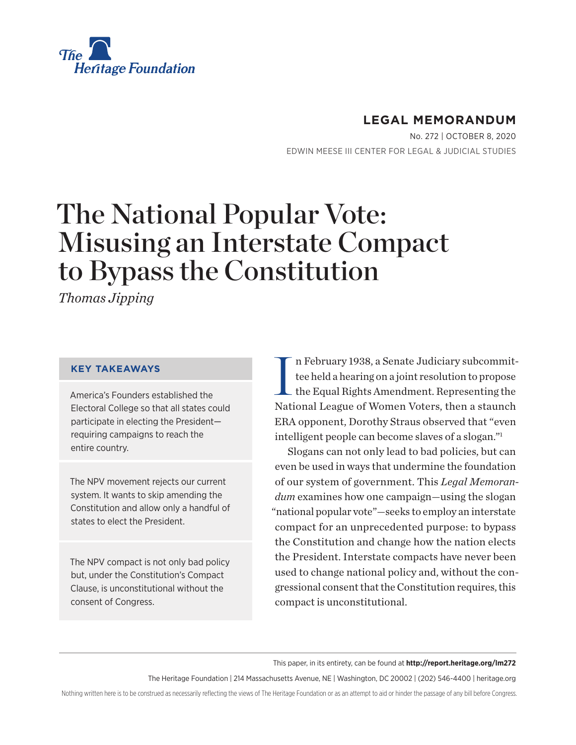The Heritage Foundation

**LEGAL MEMORANDUM**

No. 272 | OCTOBER 8, 2020

EDWIN MEESE III CENTER FOR LEGAL & JUDICIAL STUDIES

# The National Popular Vote: Misusing an Interstate Compact to Bypass the Constitution

*Thomas Jipping*

### KEY TAKEAWAYS

America's Founders established the Electoral College so that all states could participate in electing the President—requiring campaigns to reach the entire country.

The NPV movement rejects our current system. It wants to skip amending the Constitution and allow only a handful of states to elect the President.

The NPV compact is not only bad policy but, under the Constitution's Compact Clause, is unconstitutional without the consent of Congress.

In February 1938, a Senate Judiciary subcommittee held a hearing on a joint resolution to propose the Equal Rights Amendment. Representing the National League of Women Voters, then a staunch ERA opponent, Dorothy Straus observed that "even intelligent people can become slaves of a slogan."[1]

Slogans can not only lead to bad policies, but can even be used in ways that undermine the foundation of our system of government. This *Legal Memorandum* examines how one campaign—using the slogan "national popular vote"—seeks to employ an interstate compact for an unprecedented purpose: to bypass the Constitution and change how the nation elects the President. Interstate compacts have never been used to change national policy and, without the congressional consent that the Constitution requires, this compact is unconstitutional.

This paper, in its entirety, can be found at **http://report.heritage.org/lm272**

The Heritage Foundation | 214 Massachusetts Avenue, NE | Washington, DC 20002 | (202) 546-4400 | heritage.org

Nothing written here is to be construed as necessarily reflecting the views of The Heritage Foundation or as an attempt to aid or hinder the passage of any bill before Congress.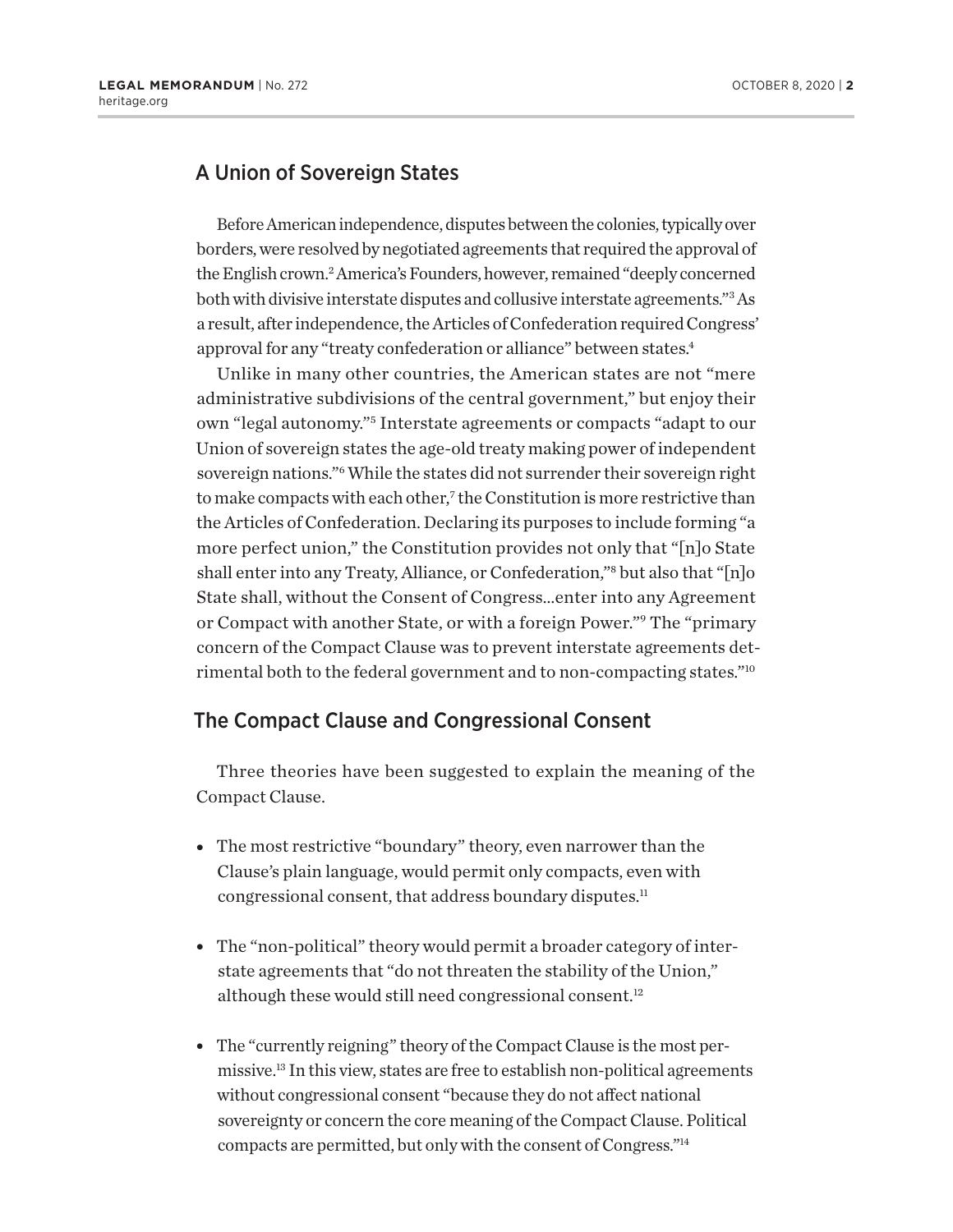## A Union of Sovereign States

Before American independence, disputes between the colonies, typically over borders, were resolved by negotiated agreements that required the approval of the English crown.[2] America's Founders, however, remained "deeply concerned both with divisive interstate disputes and collusive interstate agreements."[3] As a result, after independence, the Articles of Confederation required Congress' approval for any "treaty confederation or alliance" between states.[4]

Unlike in many other countries, the American states are not "mere administrative subdivisions of the central government," but enjoy their own "legal autonomy."[5] Interstate agreements or compacts "adapt to our Union of sovereign states the age-old treaty making power of independent sovereign nations."[6] While the states did not surrender their sovereign right to make compacts with each other,[7] the Constitution is more restrictive than the Articles of Confederation. Declaring its purposes to include forming "a more perfect union," the Constitution provides not only that "[n]o State shall enter into any Treaty, Alliance, or Confederation,"[8] but also that "[n]o State shall, without the Consent of Congress…enter into any Agreement or Compact with another State, or with a foreign Power."[9] The "primary concern of the Compact Clause was to prevent interstate agreements detrimental both to the federal government and to non-compacting states."[10]

## The Compact Clause and Congressional Consent

Three theories have been suggested to explain the meaning of the Compact Clause.

- The most restrictive "boundary" theory, even narrower than the Clause's plain language, would permit only compacts, even with congressional consent, that address boundary disputes.[11]
- The "non-political" theory would permit a broader category of interstate agreements that "do not threaten the stability of the Union," although these would still need congressional consent.[12]
- The "currently reigning" theory of the Compact Clause is the most permissive.[13] In this view, states are free to establish non-political agreements without congressional consent "because they do not affect national sovereignty or concern the core meaning of the Compact Clause. Political compacts are permitted, but only with the consent of Congress."[14]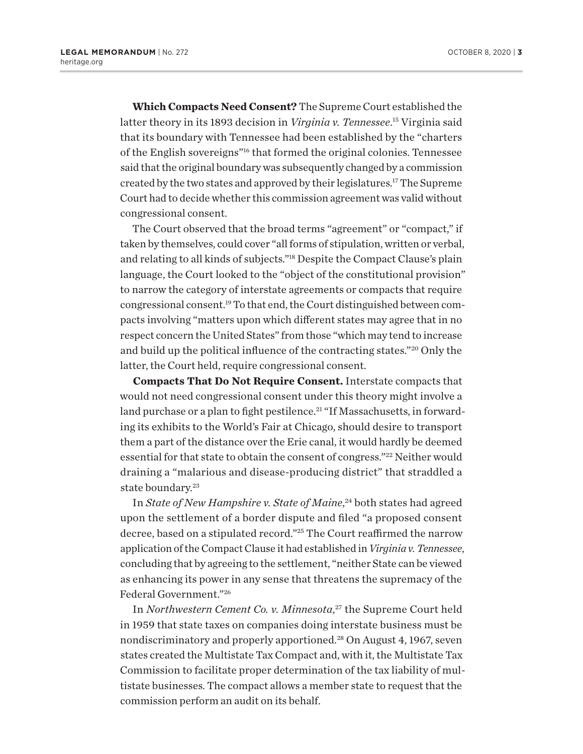**Which Compacts Need Consent?** The Supreme Court established the latter theory in its 1893 decision in *Virginia v. Tennessee*.[15] Virginia said that its boundary with Tennessee had been established by the "charters of the English sovereigns"[16] that formed the original colonies. Tennessee said that the original boundary was subsequently changed by a commission created by the two states and approved by their legislatures.[17] The Supreme Court had to decide whether this commission agreement was valid without congressional consent.

The Court observed that the broad terms "agreement" or "compact," if taken by themselves, could cover "all forms of stipulation, written or verbal, and relating to all kinds of subjects."[18] Despite the Compact Clause's plain language, the Court looked to the "object of the constitutional provision" to narrow the category of interstate agreements or compacts that require congressional consent.[19] To that end, the Court distinguished between compacts involving "matters upon which different states may agree that in no respect concern the United States" from those "which may tend to increase and build up the political influence of the contracting states."[20] Only the latter, the Court held, require congressional consent.

**Compacts That Do Not Require Consent.** Interstate compacts that would not need congressional consent under this theory might involve a land purchase or a plan to fight pestilence.[21] "If Massachusetts, in forwarding its exhibits to the World's Fair at Chicago, should desire to transport them a part of the distance over the Erie canal, it would hardly be deemed essential for that state to obtain the consent of congress."[22] Neither would draining a "malarious and disease-producing district" that straddled a state boundary.[23]

In *State of New Hampshire v. State of Maine*,[24] both states had agreed upon the settlement of a border dispute and filed "a proposed consent decree, based on a stipulated record."[25] The Court reaffirmed the narrow application of the Compact Clause it had established in *Virginia v. Tennessee*, concluding that by agreeing to the settlement, "neither State can be viewed as enhancing its power in any sense that threatens the supremacy of the Federal Government."[26]

In *Northwestern Cement Co. v. Minnesota*,[27] the Supreme Court held in 1959 that state taxes on companies doing interstate business must be nondiscriminatory and properly apportioned.[28] On August 4, 1967, seven states created the Multistate Tax Compact and, with it, the Multistate Tax Commission to facilitate proper determination of the tax liability of multistate businesses. The compact allows a member state to request that the commission perform an audit on its behalf.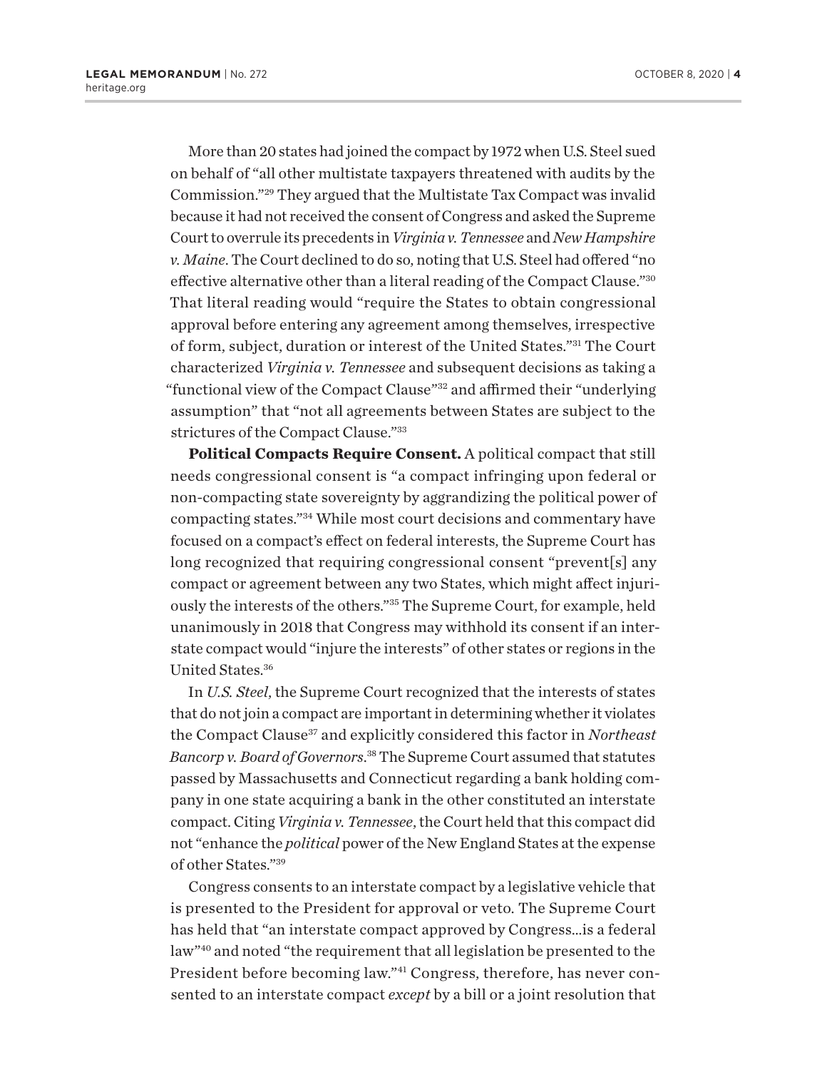More than 20 states had joined the compact by 1972 when U.S. Steel sued on behalf of "all other multistate taxpayers threatened with audits by the Commission."[29] They argued that the Multistate Tax Compact was invalid because it had not received the consent of Congress and asked the Supreme Court to overrule its precedents in *Virginia v. Tennessee* and *New Hampshire v. Maine*. The Court declined to do so, noting that U.S. Steel had offered "no effective alternative other than a literal reading of the Compact Clause."[30] That literal reading would "require the States to obtain congressional approval before entering any agreement among themselves, irrespective of form, subject, duration or interest of the United States."[31] The Court characterized *Virginia v. Tennessee* and subsequent decisions as taking a "functional view of the Compact Clause"[32] and affirmed their "underlying assumption" that "not all agreements between States are subject to the strictures of the Compact Clause."[33]

**Political Compacts Require Consent.** A political compact that still needs congressional consent is "a compact infringing upon federal or non-compacting state sovereignty by aggrandizing the political power of compacting states."[34] While most court decisions and commentary have focused on a compact's effect on federal interests, the Supreme Court has long recognized that requiring congressional consent "prevent[s] any compact or agreement between any two States, which might affect injuriously the interests of the others."[35] The Supreme Court, for example, held unanimously in 2018 that Congress may withhold its consent if an interstate compact would "injure the interests" of other states or regions in the United States.[36]

In *U.S. Steel*, the Supreme Court recognized that the interests of states that do not join a compact are important in determining whether it violates the Compact Clause[37] and explicitly considered this factor in *Northeast Bancorp v. Board of Governors*.[38] The Supreme Court assumed that statutes passed by Massachusetts and Connecticut regarding a bank holding company in one state acquiring a bank in the other constituted an interstate compact. Citing *Virginia v. Tennessee*, the Court held that this compact did not "enhance the *political* power of the New England States at the expense of other States."[39]

Congress consents to an interstate compact by a legislative vehicle that is presented to the President for approval or veto. The Supreme Court has held that "an interstate compact approved by Congress...is a federal law"[40] and noted "the requirement that all legislation be presented to the President before becoming law."[41] Congress, therefore, has never consented to an interstate compact *except* by a bill or a joint resolution that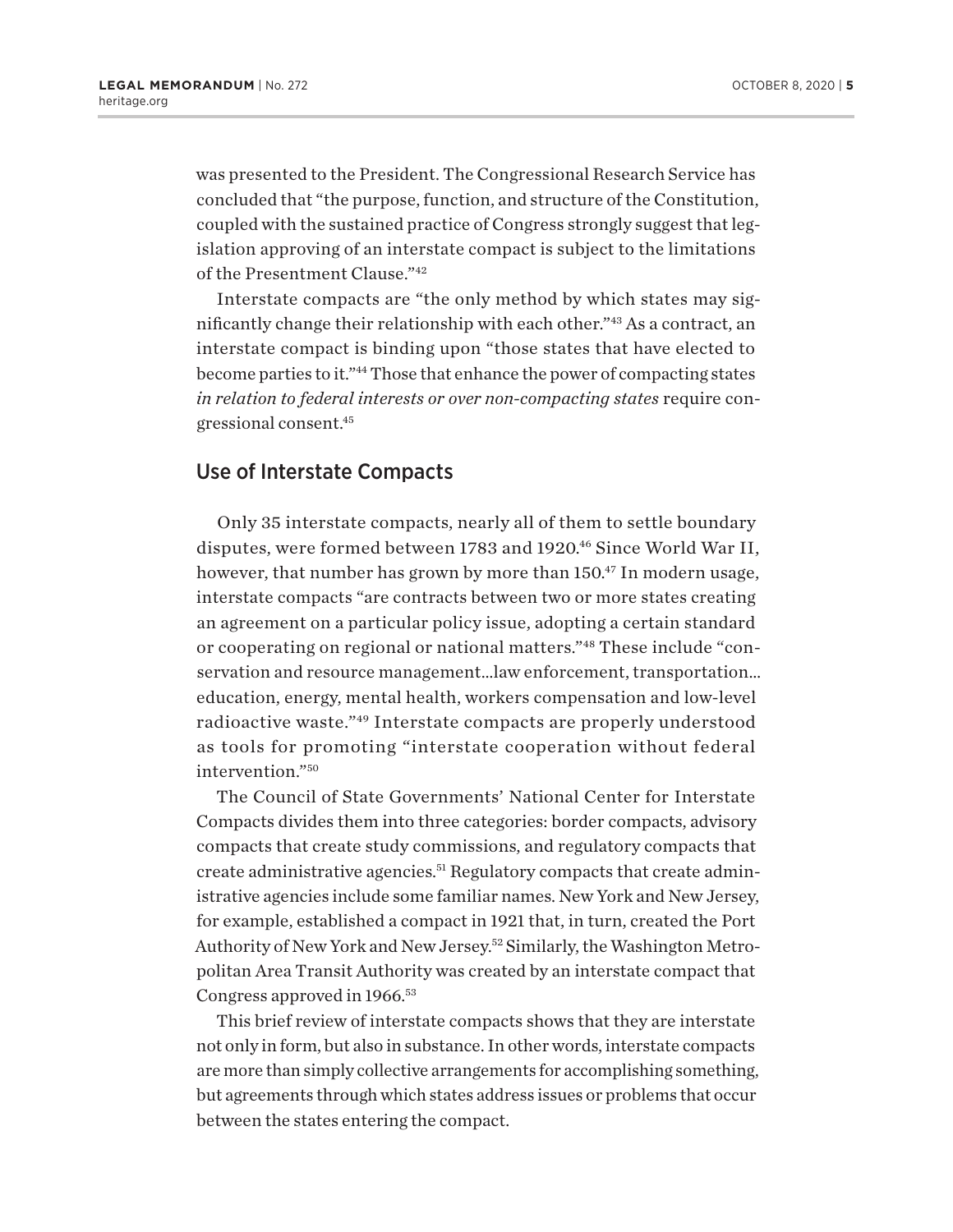was presented to the President. The Congressional Research Service has concluded that "the purpose, function, and structure of the Constitution, coupled with the sustained practice of Congress strongly suggest that legislation approving of an interstate compact is subject to the limitations of the Presentment Clause."[42]

Interstate compacts are "the only method by which states may significantly change their relationship with each other."[43] As a contract, an interstate compact is binding upon "those states that have elected to become parties to it."[44] Those that enhance the power of compacting states *in relation to federal interests or over non-compacting states* require congressional consent.[45]

## Use of Interstate Compacts

Only 35 interstate compacts, nearly all of them to settle boundary disputes, were formed between 1783 and 1920.[46] Since World War II, however, that number has grown by more than 150.[47] In modern usage, interstate compacts "are contracts between two or more states creating an agreement on a particular policy issue, adopting a certain standard or cooperating on regional or national matters."[48] These include "conservation and resource management...law enforcement, transportation... education, energy, mental health, workers compensation and low-level radioactive waste."[49] Interstate compacts are properly understood as tools for promoting "interstate cooperation without federal intervention."[50]

The Council of State Governments' National Center for Interstate Compacts divides them into three categories: border compacts, advisory compacts that create study commissions, and regulatory compacts that create administrative agencies.[51] Regulatory compacts that create administrative agencies include some familiar names. New York and New Jersey, for example, established a compact in 1921 that, in turn, created the Port Authority of New York and New Jersey.[52] Similarly, the Washington Metropolitan Area Transit Authority was created by an interstate compact that Congress approved in 1966.[53]

This brief review of interstate compacts shows that they are interstate not only in form, but also in substance. In other words, interstate compacts are more than simply collective arrangements for accomplishing something, but agreements through which states address issues or problems that occur between the states entering the compact.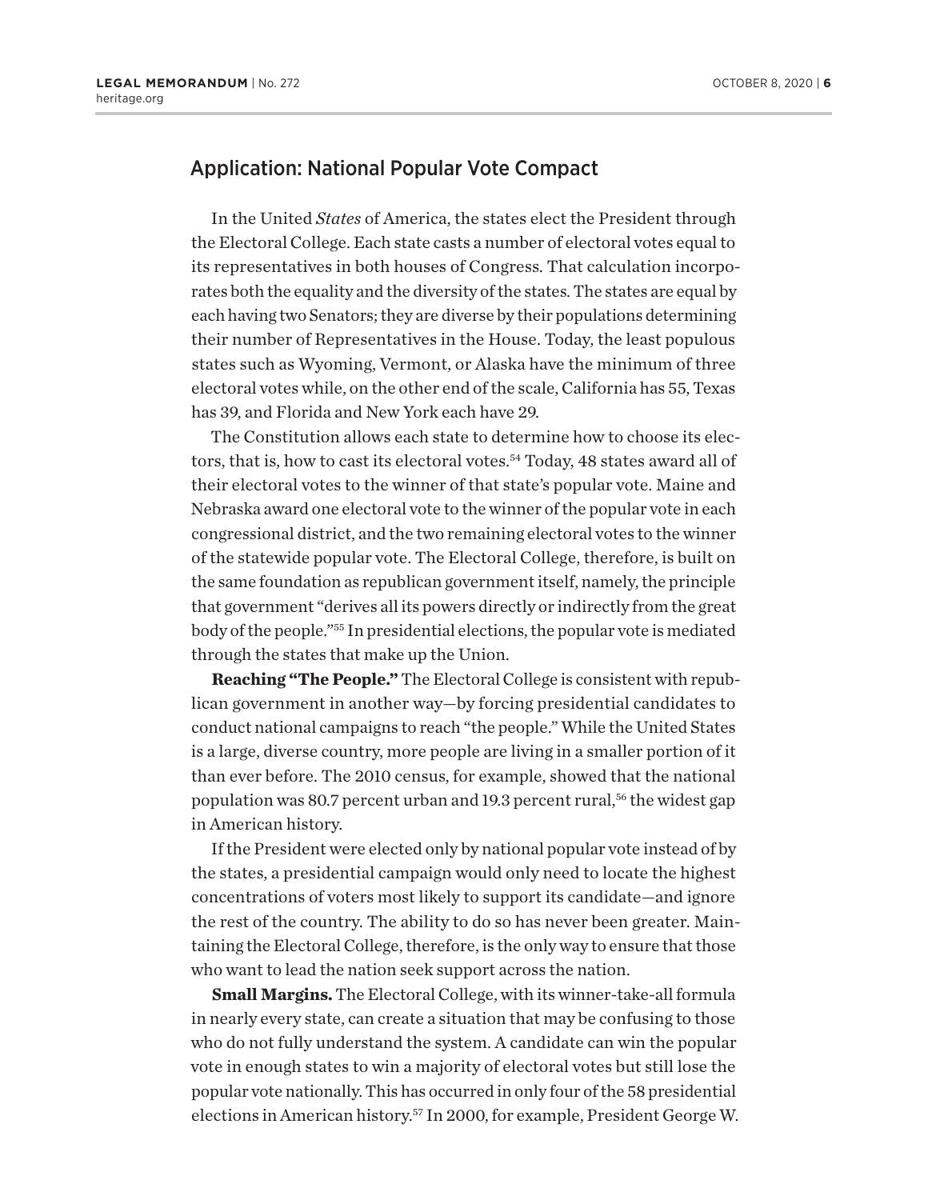## Application: National Popular Vote Compact

In the United *States* of America, the states elect the President through the Electoral College. Each state casts a number of electoral votes equal to its representatives in both houses of Congress. That calculation incorporates both the equality and the diversity of the states. The states are equal by each having two Senators; they are diverse by their populations determining their number of Representatives in the House. Today, the least populous states such as Wyoming, Vermont, or Alaska have the minimum of three electoral votes while, on the other end of the scale, California has 55, Texas has 39, and Florida and New York each have 29.

The Constitution allows each state to determine how to choose its electors, that is, how to cast its electoral votes.[54] Today, 48 states award all of their electoral votes to the winner of that state's popular vote. Maine and Nebraska award one electoral vote to the winner of the popular vote in each congressional district, and the two remaining electoral votes to the winner of the statewide popular vote. The Electoral College, therefore, is built on the same foundation as republican government itself, namely, the principle that government "derives all its powers directly or indirectly from the great body of the people."[55] In presidential elections, the popular vote is mediated through the states that make up the Union.

**Reaching "The People."** The Electoral College is consistent with republican government in another way—by forcing presidential candidates to conduct national campaigns to reach "the people." While the United States is a large, diverse country, more people are living in a smaller portion of it than ever before. The 2010 census, for example, showed that the national population was 80.7 percent urban and 19.3 percent rural,[56] the widest gap in American history.

If the President were elected only by national popular vote instead of by the states, a presidential campaign would only need to locate the highest concentrations of voters most likely to support its candidate—and ignore the rest of the country. The ability to do so has never been greater. Maintaining the Electoral College, therefore, is the only way to ensure that those who want to lead the nation seek support across the nation.

**Small Margins.** The Electoral College, with its winner-take-all formula in nearly every state, can create a situation that may be confusing to those who do not fully understand the system. A candidate can win the popular vote in enough states to win a majority of electoral votes but still lose the popular vote nationally. This has occurred in only four of the 58 presidential elections in American history.[57] In 2000, for example, President George W.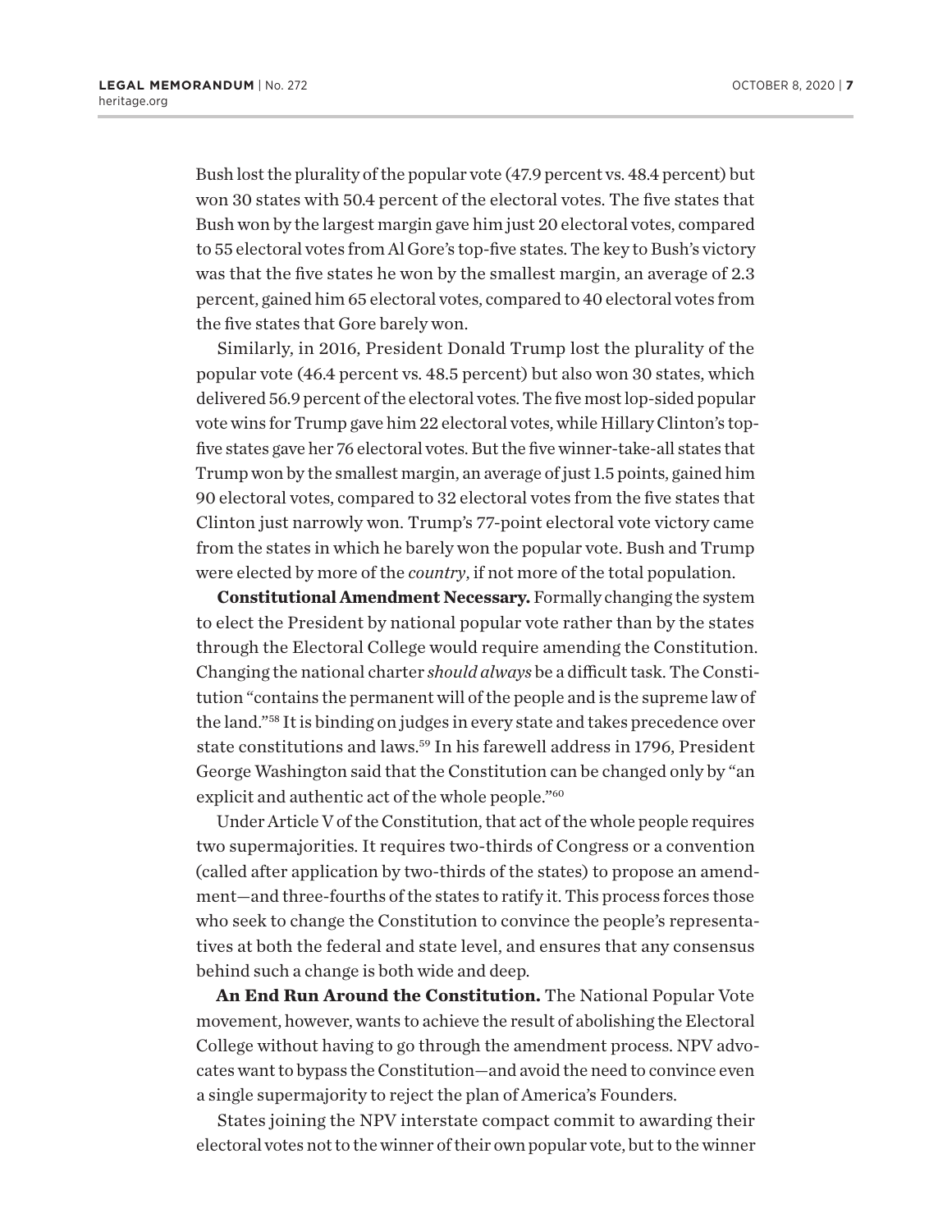Bush lost the plurality of the popular vote (47.9 percent vs. 48.4 percent) but won 30 states with 50.4 percent of the electoral votes. The five states that Bush won by the largest margin gave him just 20 electoral votes, compared to 55 electoral votes from Al Gore's top-five states. The key to Bush's victory was that the five states he won by the smallest margin, an average of 2.3 percent, gained him 65 electoral votes, compared to 40 electoral votes from the five states that Gore barely won.

Similarly, in 2016, President Donald Trump lost the plurality of the popular vote (46.4 percent vs. 48.5 percent) but also won 30 states, which delivered 56.9 percent of the electoral votes. The five most lop-sided popular vote wins for Trump gave him 22 electoral votes, while Hillary Clinton's top-five states gave her 76 electoral votes. But the five winner-take-all states that Trump won by the smallest margin, an average of just 1.5 points, gained him 90 electoral votes, compared to 32 electoral votes from the five states that Clinton just narrowly won. Trump's 77-point electoral vote victory came from the states in which he barely won the popular vote. Bush and Trump were elected by more of the *country*, if not more of the total population.

**Constitutional Amendment Necessary.** Formally changing the system to elect the President by national popular vote rather than by the states through the Electoral College would require amending the Constitution. Changing the national charter *should always* be a difficult task. The Constitution "contains the permanent will of the people and is the supreme law of the land."[58] It is binding on judges in every state and takes precedence over state constitutions and laws.[59] In his farewell address in 1796, President George Washington said that the Constitution can be changed only by "an explicit and authentic act of the whole people."[60]

Under Article V of the Constitution, that act of the whole people requires two supermajorities. It requires two-thirds of Congress or a convention (called after application by two-thirds of the states) to propose an amendment—and three-fourths of the states to ratify it. This process forces those who seek to change the Constitution to convince the people's representatives at both the federal and state level, and ensures that any consensus behind such a change is both wide and deep.

**An End Run Around the Constitution.** The National Popular Vote movement, however, wants to achieve the result of abolishing the Electoral College without having to go through the amendment process. NPV advocates want to bypass the Constitution—and avoid the need to convince even a single supermajority to reject the plan of America's Founders.

States joining the NPV interstate compact commit to awarding their electoral votes not to the winner of their own popular vote, but to the winner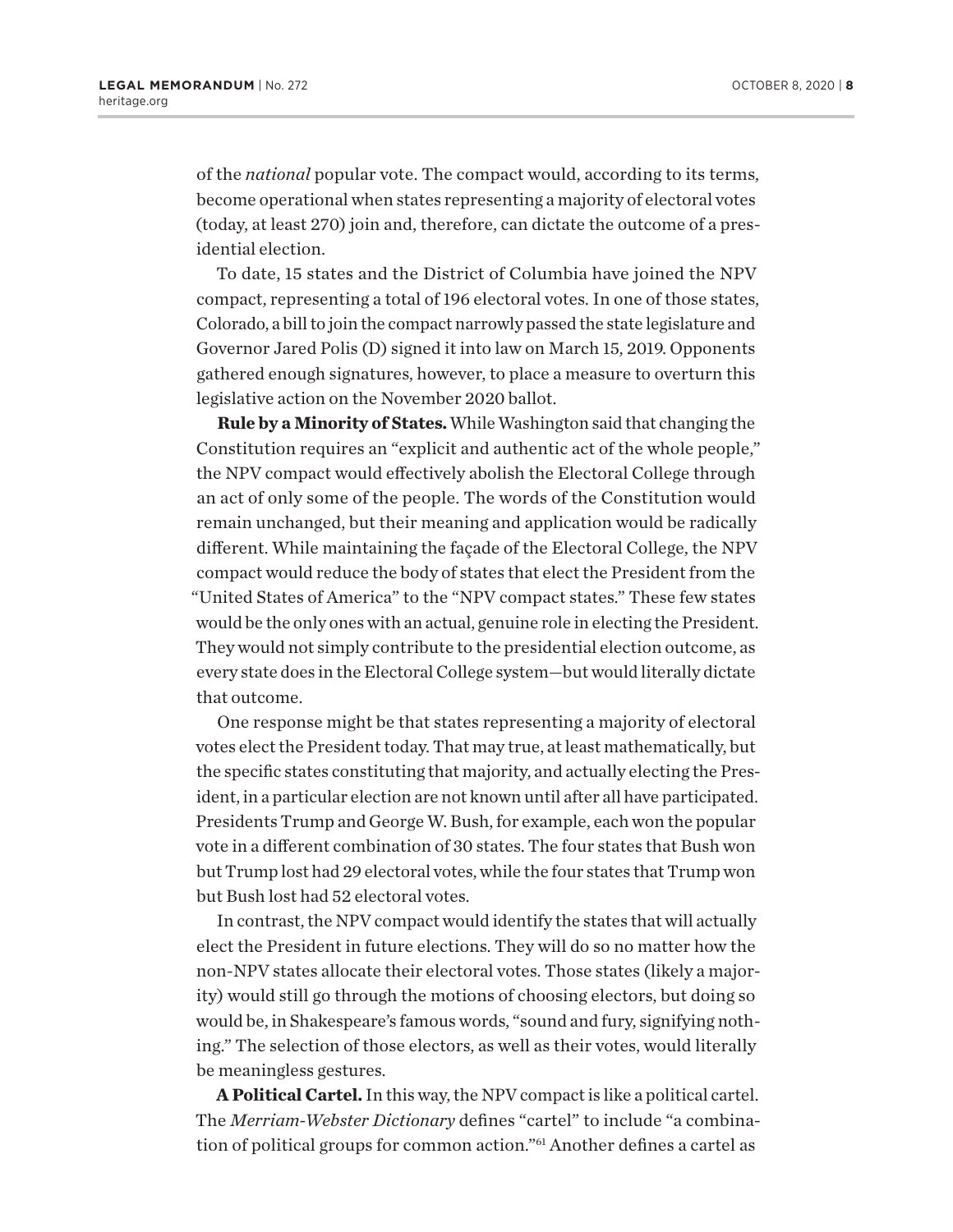of the *national* popular vote. The compact would, according to its terms, become operational when states representing a majority of electoral votes (today, at least 270) join and, therefore, can dictate the outcome of a presidential election.

To date, 15 states and the District of Columbia have joined the NPV compact, representing a total of 196 electoral votes. In one of those states, Colorado, a bill to join the compact narrowly passed the state legislature and Governor Jared Polis (D) signed it into law on March 15, 2019. Opponents gathered enough signatures, however, to place a measure to overturn this legislative action on the November 2020 ballot.

**Rule by a Minority of States.** While Washington said that changing the Constitution requires an "explicit and authentic act of the whole people," the NPV compact would effectively abolish the Electoral College through an act of only some of the people. The words of the Constitution would remain unchanged, but their meaning and application would be radically different. While maintaining the façade of the Electoral College, the NPV compact would reduce the body of states that elect the President from the "United States of America" to the "NPV compact states." These few states would be the only ones with an actual, genuine role in electing the President. They would not simply contribute to the presidential election outcome, as every state does in the Electoral College system—but would literally dictate that outcome.

One response might be that states representing a majority of electoral votes elect the President today. That may true, at least mathematically, but the specific states constituting that majority, and actually electing the President, in a particular election are not known until after all have participated. Presidents Trump and George W. Bush, for example, each won the popular vote in a different combination of 30 states. The four states that Bush won but Trump lost had 29 electoral votes, while the four states that Trump won but Bush lost had 52 electoral votes.

In contrast, the NPV compact would identify the states that will actually elect the President in future elections. They will do so no matter how the non-NPV states allocate their electoral votes. Those states (likely a majority) would still go through the motions of choosing electors, but doing so would be, in Shakespeare's famous words, "sound and fury, signifying nothing." The selection of those electors, as well as their votes, would literally be meaningless gestures.

**A Political Cartel.** In this way, the NPV compact is like a political cartel. The *Merriam-Webster Dictionary* defines "cartel" to include "a combination of political groups for common action."[61] Another defines a cartel as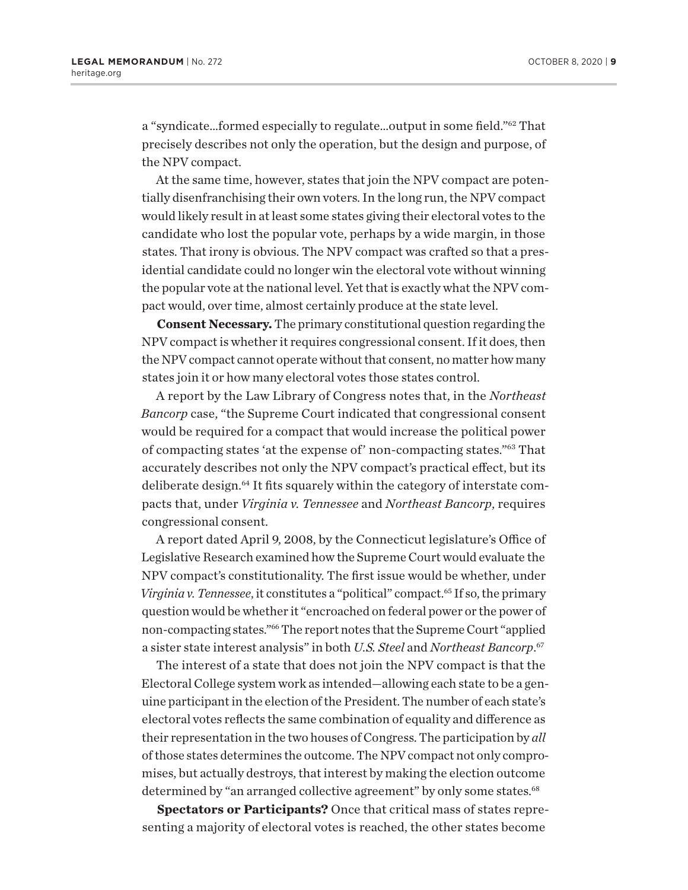a "syndicate…formed especially to regulate…output in some field."[62] That precisely describes not only the operation, but the design and purpose, of the NPV compact.

At the same time, however, states that join the NPV compact are potentially disenfranchising their own voters. In the long run, the NPV compact would likely result in at least some states giving their electoral votes to the candidate who lost the popular vote, perhaps by a wide margin, in those states. That irony is obvious. The NPV compact was crafted so that a presidential candidate could no longer win the electoral vote without winning the popular vote at the national level. Yet that is exactly what the NPV compact would, over time, almost certainly produce at the state level.

**Consent Necessary.** The primary constitutional question regarding the NPV compact is whether it requires congressional consent. If it does, then the NPV compact cannot operate without that consent, no matter how many states join it or how many electoral votes those states control.

A report by the Law Library of Congress notes that, in the *Northeast Bancorp* case, "the Supreme Court indicated that congressional consent would be required for a compact that would increase the political power of compacting states 'at the expense of' non-compacting states."[63] That accurately describes not only the NPV compact's practical effect, but its deliberate design.[64] It fits squarely within the category of interstate compacts that, under *Virginia v. Tennessee* and *Northeast Bancorp*, requires congressional consent.

A report dated April 9, 2008, by the Connecticut legislature's Office of Legislative Research examined how the Supreme Court would evaluate the NPV compact's constitutionality. The first issue would be whether, under *Virginia v. Tennessee*, it constitutes a "political" compact.[65] If so, the primary question would be whether it "encroached on federal power or the power of non-compacting states."[66] The report notes that the Supreme Court "applied a sister state interest analysis" in both *U.S. Steel* and *Northeast Bancorp*.[67]

The interest of a state that does not join the NPV compact is that the Electoral College system work as intended—allowing each state to be a genuine participant in the election of the President. The number of each state's electoral votes reflects the same combination of equality and difference as their representation in the two houses of Congress. The participation by *all* of those states determines the outcome. The NPV compact not only compromises, but actually destroys, that interest by making the election outcome determined by "an arranged collective agreement" by only some states.[68]

**Spectators or Participants?** Once that critical mass of states representing a majority of electoral votes is reached, the other states become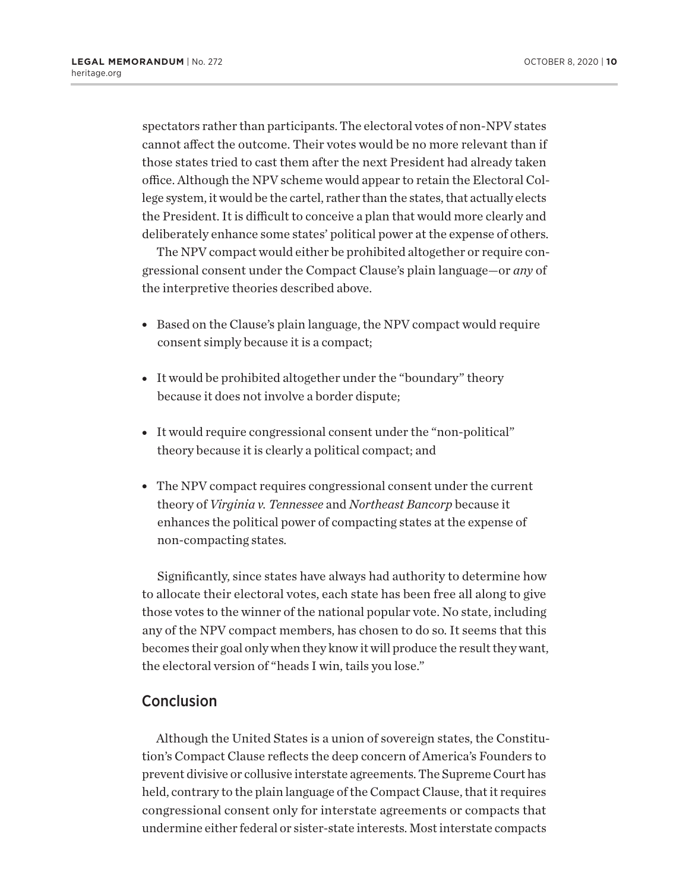spectators rather than participants. The electoral votes of non-NPV states cannot affect the outcome. Their votes would be no more relevant than if those states tried to cast them after the next President had already taken office. Although the NPV scheme would appear to retain the Electoral College system, it would be the cartel, rather than the states, that actually elects the President. It is difficult to conceive a plan that would more clearly and deliberately enhance some states' political power at the expense of others.

The NPV compact would either be prohibited altogether or require congressional consent under the Compact Clause's plain language—or *any* of the interpretive theories described above.

- Based on the Clause's plain language, the NPV compact would require consent simply because it is a compact;
- It would be prohibited altogether under the "boundary" theory because it does not involve a border dispute;
- It would require congressional consent under the "non-political" theory because it is clearly a political compact; and
- The NPV compact requires congressional consent under the current theory of *Virginia v. Tennessee* and *Northeast Bancorp* because it enhances the political power of compacting states at the expense of non-compacting states.

Significantly, since states have always had authority to determine how to allocate their electoral votes, each state has been free all along to give those votes to the winner of the national popular vote. No state, including any of the NPV compact members, has chosen to do so. It seems that this becomes their goal only when they know it will produce the result they want, the electoral version of "heads I win, tails you lose."

## Conclusion

Although the United States is a union of sovereign states, the Constitution's Compact Clause reflects the deep concern of America's Founders to prevent divisive or collusive interstate agreements. The Supreme Court has held, contrary to the plain language of the Compact Clause, that it requires congressional consent only for interstate agreements or compacts that undermine either federal or sister-state interests. Most interstate compacts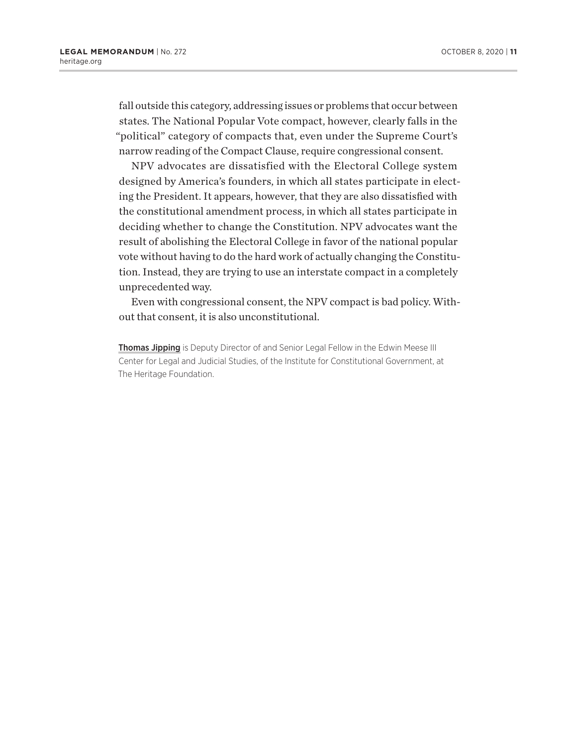fall outside this category, addressing issues or problems that occur between states. The National Popular Vote compact, however, clearly falls in the "political" category of compacts that, even under the Supreme Court's narrow reading of the Compact Clause, require congressional consent.

NPV advocates are dissatisfied with the Electoral College system designed by America's founders, in which all states participate in electing the President. It appears, however, that they are also dissatisfied with the constitutional amendment process, in which all states participate in deciding whether to change the Constitution. NPV advocates want the result of abolishing the Electoral College in favor of the national popular vote without having to do the hard work of actually changing the Constitution. Instead, they are trying to use an interstate compact in a completely unprecedented way.

Even with congressional consent, the NPV compact is bad policy. Without that consent, it is also unconstitutional.

**Thomas Jipping** is Deputy Director of and Senior Legal Fellow in the Edwin Meese III Center for Legal and Judicial Studies, of the Institute for Constitutional Government, at The Heritage Foundation.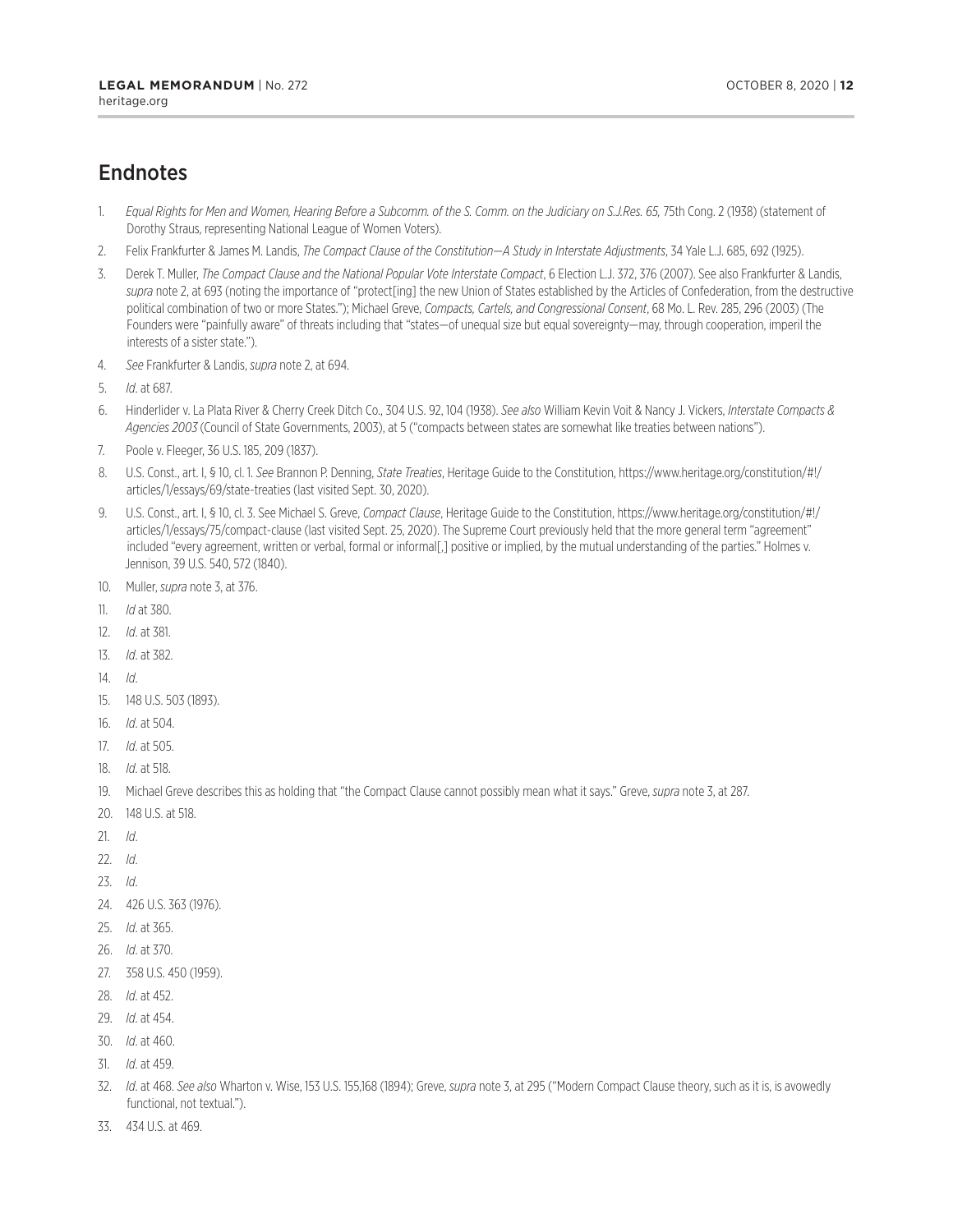## Endnotes

1. *Equal Rights for Men and Women, Hearing Before a Subcomm. of the S. Comm. on the Judiciary on S.J.Res. 65,* 75th Cong. 2 (1938) (statement of Dorothy Straus, representing National League of Women Voters).
2. Felix Frankfurter & James M. Landis, *The Compact Clause of the Constitution—A Study in Interstate Adjustments*, 34 Yale L.J. 685, 692 (1925).
3. Derek T. Muller, *The Compact Clause and the National Popular Vote Interstate Compact*, 6 Election L.J. 372, 376 (2007). See also Frankfurter & Landis, *supra* note 2, at 693 (noting the importance of "protect[ing] the new Union of States established by the Articles of Confederation, from the destructive political combination of two or more States."); Michael Greve, *Compacts, Cartels, and Congressional Consent*, 68 Mo. L. Rev. 285, 296 (2003) (The Founders were "painfully aware" of threats including that "states—of unequal size but equal sovereignty—may, through cooperation, imperil the interests of a sister state.").
4. *See* Frankfurter & Landis, *supra* note 2, at 694.
5. *Id*. at 687.
6. Hinderlider v. La Plata River & Cherry Creek Ditch Co., 304 U.S. 92, 104 (1938). *See also* William Kevin Voit & Nancy J. Vickers, *Interstate Compacts & Agencies 2003* (Council of State Governments, 2003), at 5 ("compacts between states are somewhat like treaties between nations").
7. Poole v. Fleeger, 36 U.S. 185, 209 (1837).
8. U.S. Const., art. I, § 10, cl. 1. *See* Brannon P. Denning, *State Treaties*, Heritage Guide to the Constitution, https://www.heritage.org/constitution/#!/articles/1/essays/69/state-treaties (last visited Sept. 30, 2020).
9. U.S. Const., art. I, § 10, cl. 3. See Michael S. Greve, *Compact Clause*, Heritage Guide to the Constitution, https://www.heritage.org/constitution/#!/articles/1/essays/75/compact-clause (last visited Sept. 25, 2020). The Supreme Court previously held that the more general term "agreement" included "every agreement, written or verbal, formal or informal[,] positive or implied, by the mutual understanding of the parties." Holmes v. Jennison, 39 U.S. 540, 572 (1840).
10. Muller, *supra* note 3, at 376.
11. *Id* at 380.
12. *Id*. at 381.
13. *Id*. at 382.
14. *Id*.
15. 148 U.S. 503 (1893).
16. *Id*. at 504.
17. *Id*. at 505.
18. *Id*. at 518.
19. Michael Greve describes this as holding that "the Compact Clause cannot possibly mean what it says." Greve, *supra* note 3, at 287.
20. 148 U.S. at 518.
21. *Id*.
22. *Id*.
23. *Id*.
24. 426 U.S. 363 (1976).
25. *Id*. at 365.
26. *Id*. at 370.
27. 358 U.S. 450 (1959).
28. *Id*. at 452.
29. *Id*. at 454.
30. *Id*. at 460.
31. *Id*. at 459.
32. *Id*. at 468. *See also* Wharton v. Wise, 153 U.S. 155,168 (1894); Greve, *supra* note 3, at 295 ("Modern Compact Clause theory, such as it is, is avowedly functional, not textual.").
33. 434 U.S. at 469.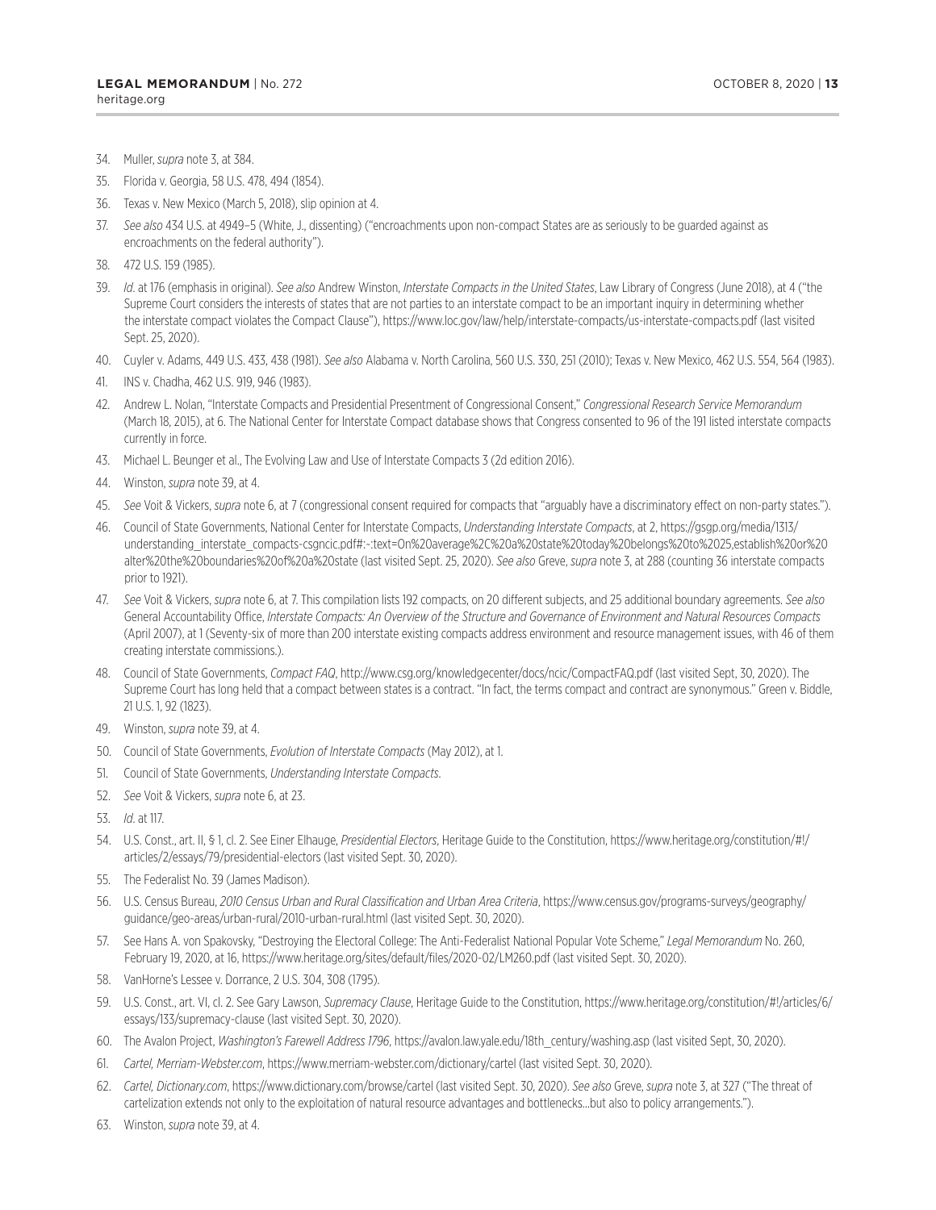34. Muller, *supra* note 3, at 384.
35. Florida v. Georgia, 58 U.S. 478, 494 (1854).
36. Texas v. New Mexico (March 5, 2018), slip opinion at 4.
37. *See also* 434 U.S. at 4949–5 (White, J., dissenting) ("encroachments upon non-compact States are as seriously to be guarded against as encroachments on the federal authority").
38. 472 U.S. 159 (1985).
39. *Id*. at 176 (emphasis in original). *See also* Andrew Winston, *Interstate Compacts in the United States*, Law Library of Congress (June 2018), at 4 ("the Supreme Court considers the interests of states that are not parties to an interstate compact to be an important inquiry in determining whether the interstate compact violates the Compact Clause"), https://www.loc.gov/law/help/interstate-compacts/us-interstate-compacts.pdf (last visited Sept. 25, 2020).
40. Cuyler v. Adams, 449 U.S. 433, 438 (1981). *See also* Alabama v. North Carolina, 560 U.S. 330, 251 (2010); Texas v. New Mexico, 462 U.S. 554, 564 (1983).
41. INS v. Chadha, 462 U.S. 919, 946 (1983).
42. Andrew L. Nolan, "Interstate Compacts and Presidential Presentment of Congressional Consent," *Congressional Research Service Memorandum* (March 18, 2015), at 6. The National Center for Interstate Compact database shows that Congress consented to 96 of the 191 listed interstate compacts currently in force.
43. Michael L. Beunger et al., The Evolving Law and Use of Interstate Compacts 3 (2d edition 2016).
44. Winston, *supra* note 39, at 4.
45. *See* Voit & Vickers, *supra* note 6, at 7 (congressional consent required for compacts that "arguably have a discriminatory effect on non-party states.").
46. Council of State Governments, National Center for Interstate Compacts, *Understanding Interstate Compacts*, at 2, https://gsgp.org/media/1313/understanding_interstate_compacts-csgncic.pdf#:~:text=On%20average%2C%20a%20state%20today%20belongs%20to%2025,establish%20or%20alter%20the%20boundaries%20of%20a%20state (last visited Sept. 25, 2020). *See also* Greve, *supra* note 3, at 288 (counting 36 interstate compacts prior to 1921).
47. *See* Voit & Vickers, *supra* note 6, at 7. This compilation lists 192 compacts, on 20 different subjects, and 25 additional boundary agreements. *See also* General Accountability Office, *Interstate Compacts: An Overview of the Structure and Governance of Environment and Natural Resources Compacts* (April 2007), at 1 (Seventy-six of more than 200 interstate existing compacts address environment and resource management issues, with 46 of them creating interstate commissions.).
48. Council of State Governments, *Compact FAQ*, http://www.csg.org/knowledgecenter/docs/ncic/CompactFAQ.pdf (last visited Sept, 30, 2020). The Supreme Court has long held that a compact between states is a contract. "In fact, the terms compact and contract are synonymous." Green v. Biddle, 21 U.S. 1, 92 (1823).
49. Winston, *supra* note 39, at 4.
50. Council of State Governments, *Evolution of Interstate Compacts* (May 2012), at 1.
51. Council of State Governments, *Understanding Interstate Compacts*.
52. *See* Voit & Vickers, *supra* note 6, at 23.
53. *Id*. at 117.
54. U.S. Const., art. II, § 1, cl. 2. See Einer Elhauge, *Presidential Electors*, Heritage Guide to the Constitution, https://www.heritage.org/constitution/#!/articles/2/essays/79/presidential-electors (last visited Sept. 30, 2020).
55. The Federalist No. 39 (James Madison).
56. U.S. Census Bureau, *2010 Census Urban and Rural Classification and Urban Area Criteria*, https://www.census.gov/programs-surveys/geography/guidance/geo-areas/urban-rural/2010-urban-rural.html (last visited Sept. 30, 2020).
57. See Hans A. von Spakovsky, "Destroying the Electoral College: The Anti-Federalist National Popular Vote Scheme," *Legal Memorandum* No. 260, February 19, 2020, at 16, https://www.heritage.org/sites/default/files/2020-02/LM260.pdf (last visited Sept. 30, 2020).
58. VanHorne's Lessee v. Dorrance, 2 U.S. 304, 308 (1795).
59. U.S. Const., art. VI, cl. 2. See Gary Lawson, *Supremacy Clause*, Heritage Guide to the Constitution, https://www.heritage.org/constitution/#!/articles/6/essays/133/supremacy-clause (last visited Sept. 30, 2020).
60. The Avalon Project, *Washington's Farewell Address 1796*, https://avalon.law.yale.edu/18th_century/washing.asp (last visited Sept, 30, 2020).
61. *Cartel, Merriam-Webster.com*, https://www.merriam-webster.com/dictionary/cartel (last visited Sept. 30, 2020).
62. *Cartel, Dictionary.com*, https://www.dictionary.com/browse/cartel (last visited Sept. 30, 2020). *See also* Greve, *supra* note 3, at 327 ("The threat of cartelization extends not only to the exploitation of natural resource advantages and bottlenecks...but also to policy arrangements.").
63. Winston, *supra* note 39, at 4.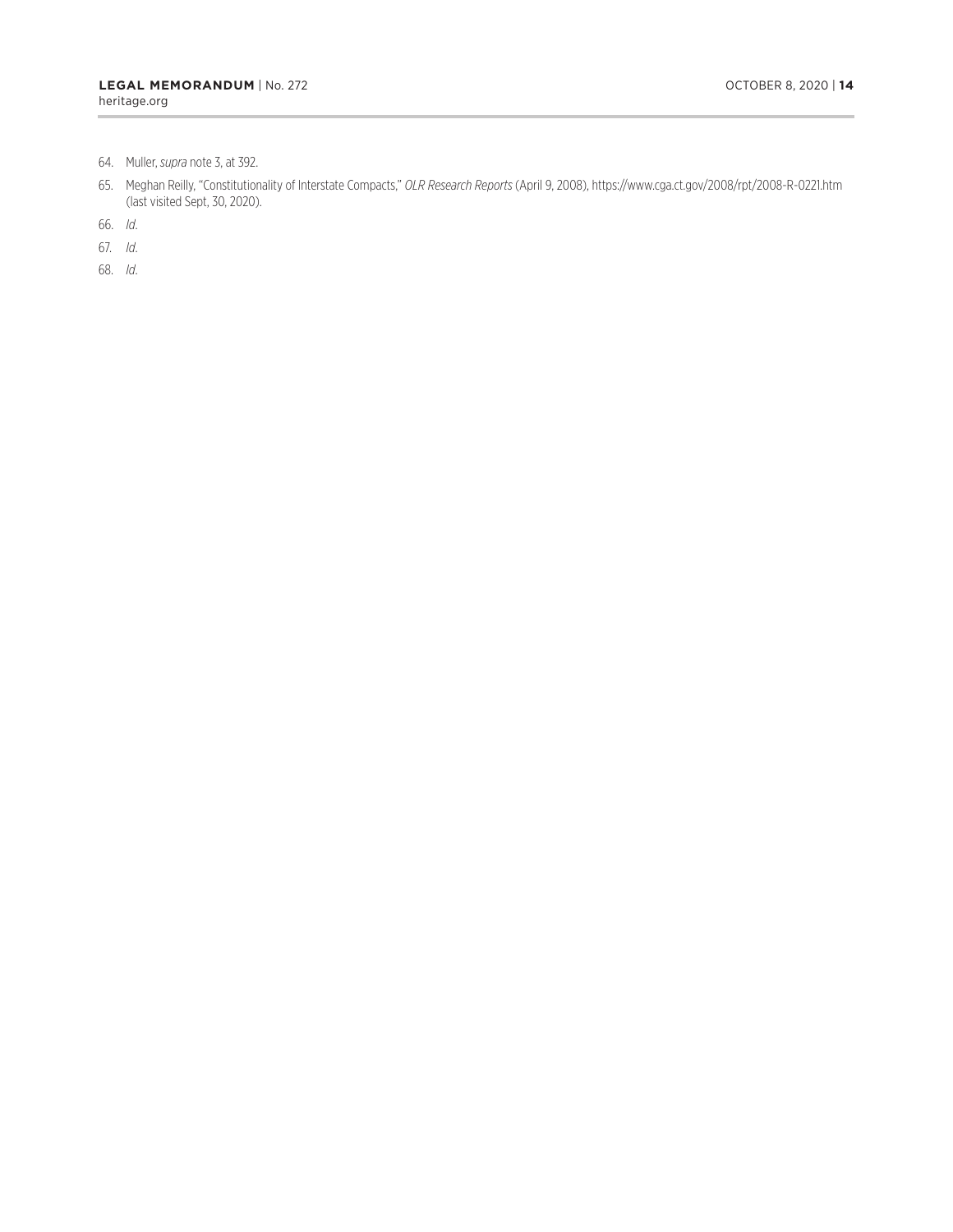64. Muller, *supra* note 3, at 392.

65. Meghan Reilly, "Constitutionality of Interstate Compacts," *OLR Research Reports* (April 9, 2008), https://www.cga.ct.gov/2008/rpt/2008-R-0221.htm (last visited Sept, 30, 2020).

66. *Id*.

67. *Id*.

68. *Id*.